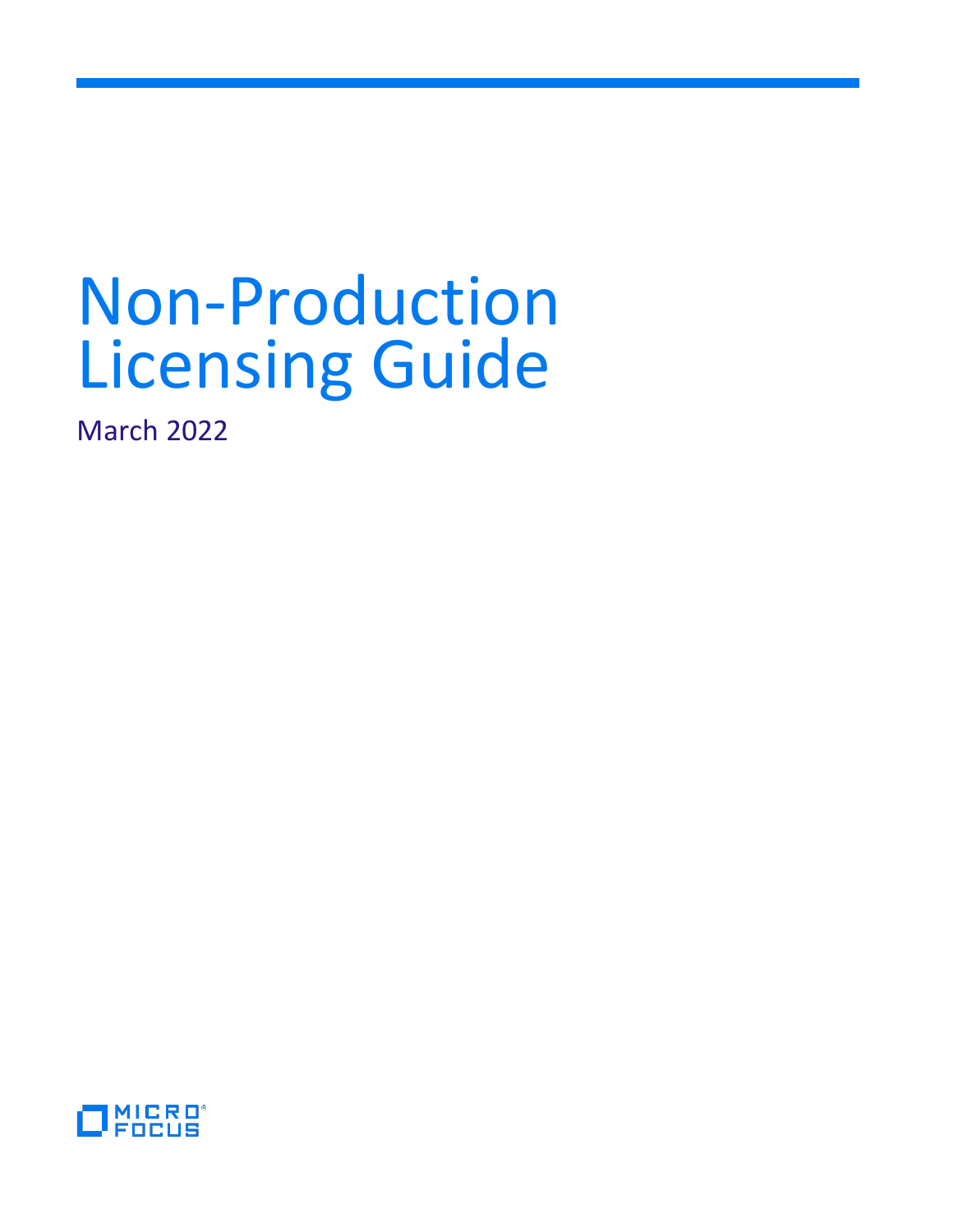# Non-Production Licensing Guide

March 2022

MICRO FOCUS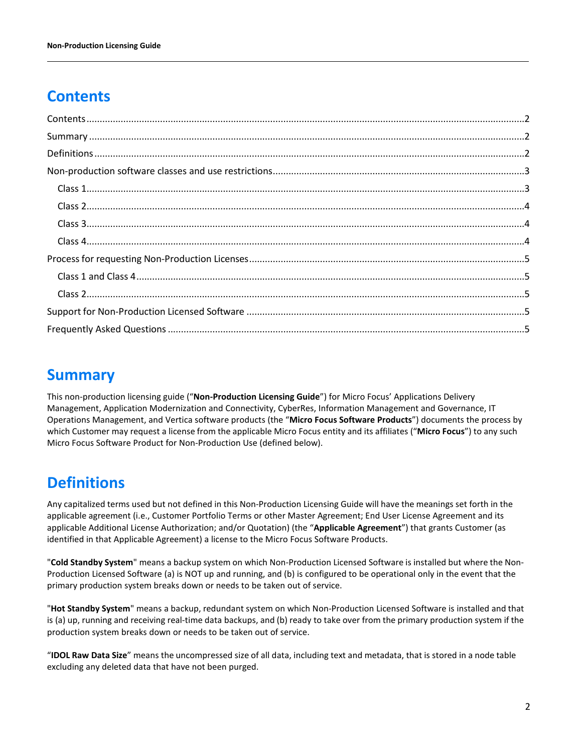## Contents

Contents ........................................................................ 2
Summary ........................................................................ 2
Definitions ........................................................................ 2
Non-production software classes and use restrictions ........................................................................ 3
  Class 1 ........................................................................ 3
  Class 2 ........................................................................ 4
  Class 3 ........................................................................ 4
  Class 4 ........................................................................ 4
Process for requesting Non-Production Licenses ........................................................................ 5
  Class 1 and Class 4 ........................................................................ 5
  Class 2 ........................................................................ 5
Support for Non-Production Licensed Software ........................................................................ 5
Frequently Asked Questions ........................................................................ 5

## Summary

This non-production licensing guide (“**Non-Production Licensing Guide**”) for Micro Focus’ Applications Delivery Management, Application Modernization and Connectivity, CyberRes, Information Management and Governance, IT Operations Management, and Vertica software products (the “**Micro Focus Software Products**”) documents the process by which Customer may request a license from the applicable Micro Focus entity and its affiliates (“**Micro Focus**”) to any such Micro Focus Software Product for Non-Production Use (defined below).

## Definitions

Any capitalized terms used but not defined in this Non-Production Licensing Guide will have the meanings set forth in the applicable agreement (i.e., Customer Portfolio Terms or other Master Agreement; End User License Agreement and its applicable Additional License Authorization; and/or Quotation) (the “**Applicable Agreement**”) that grants Customer (as identified in that Applicable Agreement) a license to the Micro Focus Software Products.

"**Cold Standby System**" means a backup system on which Non-Production Licensed Software is installed but where the Non-Production Licensed Software (a) is NOT up and running, and (b) is configured to be operational only in the event that the primary production system breaks down or needs to be taken out of service.

"**Hot Standby System**" means a backup, redundant system on which Non-Production Licensed Software is installed and that is (a) up, running and receiving real-time data backups, and (b) ready to take over from the primary production system if the production system breaks down or needs to be taken out of service.

“**IDOL Raw Data Size**” means the uncompressed size of all data, including text and metadata, that is stored in a node table excluding any deleted data that have not been purged.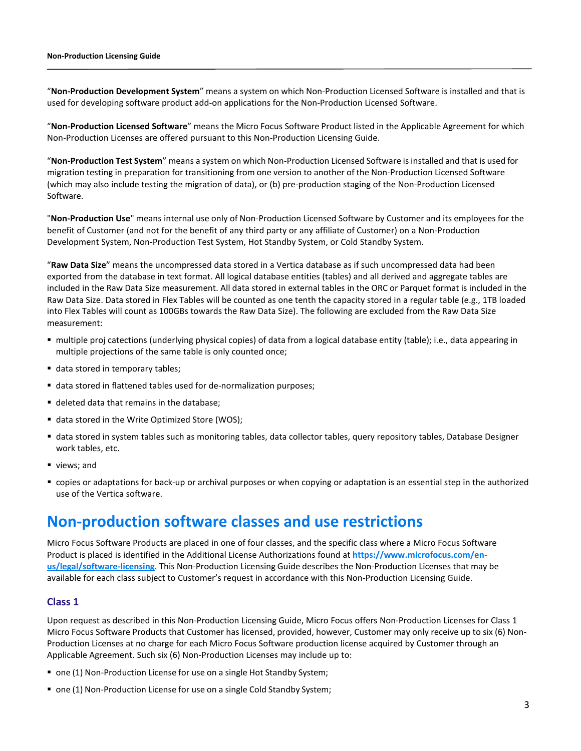"**Non-Production Development System**" means a system on which Non-Production Licensed Software is installed and that is used for developing software product add-on applications for the Non-Production Licensed Software.

"**Non-Production Licensed Software**" means the Micro Focus Software Product listed in the Applicable Agreement for which Non-Production Licenses are offered pursuant to this Non-Production Licensing Guide.

"**Non-Production Test System**" means a system on which Non-Production Licensed Software is installed and that is used for migration testing in preparation for transitioning from one version to another of the Non-Production Licensed Software (which may also include testing the migration of data), or (b) pre-production staging of the Non-Production Licensed Software.

"**Non-Production Use**" means internal use only of Non-Production Licensed Software by Customer and its employees for the benefit of Customer (and not for the benefit of any third party or any affiliate of Customer) on a Non-Production Development System, Non-Production Test System, Hot Standby System, or Cold Standby System.

"**Raw Data Size**" means the uncompressed data stored in a Vertica database as if such uncompressed data had been exported from the database in text format. All logical database entities (tables) and all derived and aggregate tables are included in the Raw Data Size measurement. All data stored in external tables in the ORC or Parquet format is included in the Raw Data Size. Data stored in Flex Tables will be counted as one tenth the capacity stored in a regular table (e.g., 1TB loaded into Flex Tables will count as 100GBs towards the Raw Data Size). The following are excluded from the Raw Data Size measurement:

- multiple proj catections (underlying physical copies) of data from a logical database entity (table); i.e., data appearing in multiple projections of the same table is only counted once;
- data stored in temporary tables;
- data stored in flattened tables used for de-normalization purposes;
- deleted data that remains in the database;
- data stored in the Write Optimized Store (WOS);
- data stored in system tables such as monitoring tables, data collector tables, query repository tables, Database Designer work tables, etc.
- views; and
- copies or adaptations for back-up or archival purposes or when copying or adaptation is an essential step in the authorized use of the Vertica software.

# Non-production software classes and use restrictions

Micro Focus Software Products are placed in one of four classes, and the specific class where a Micro Focus Software Product is placed is identified in the Additional License Authorizations found at **https://www.microfocus.com/en-us/legal/software-licensing**. This Non-Production Licensing Guide describes the Non-Production Licenses that may be available for each class subject to Customer's request in accordance with this Non-Production Licensing Guide.

## Class 1

Upon request as described in this Non-Production Licensing Guide, Micro Focus offers Non-Production Licenses for Class 1 Micro Focus Software Products that Customer has licensed, provided, however, Customer may only receive up to six (6) Non-Production Licenses at no charge for each Micro Focus Software production license acquired by Customer through an Applicable Agreement. Such six (6) Non-Production Licenses may include up to:

- one (1) Non-Production License for use on a single Hot Standby System;
- one (1) Non-Production License for use on a single Cold Standby System;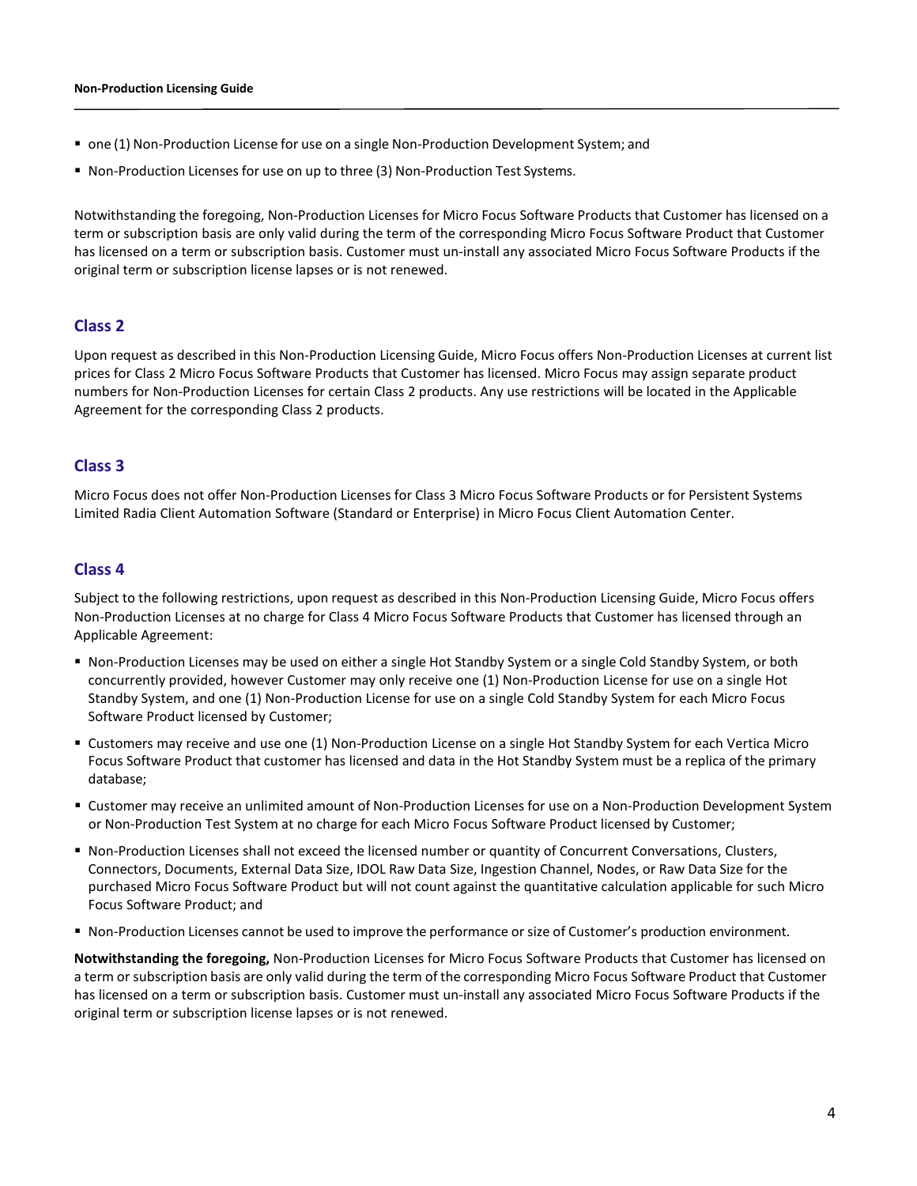- one (1) Non-Production License for use on a single Non-Production Development System; and
- Non-Production Licenses for use on up to three (3) Non-Production Test Systems.

Notwithstanding the foregoing, Non-Production Licenses for Micro Focus Software Products that Customer has licensed on a term or subscription basis are only valid during the term of the corresponding Micro Focus Software Product that Customer has licensed on a term or subscription basis. Customer must un-install any associated Micro Focus Software Products if the original term or subscription license lapses or is not renewed.

## Class 2

Upon request as described in this Non-Production Licensing Guide, Micro Focus offers Non-Production Licenses at current list prices for Class 2 Micro Focus Software Products that Customer has licensed. Micro Focus may assign separate product numbers for Non-Production Licenses for certain Class 2 products. Any use restrictions will be located in the Applicable Agreement for the corresponding Class 2 products.

## Class 3

Micro Focus does not offer Non-Production Licenses for Class 3 Micro Focus Software Products or for Persistent Systems Limited Radia Client Automation Software (Standard or Enterprise) in Micro Focus Client Automation Center.

## Class 4

Subject to the following restrictions, upon request as described in this Non-Production Licensing Guide, Micro Focus offers Non-Production Licenses at no charge for Class 4 Micro Focus Software Products that Customer has licensed through an Applicable Agreement:

- Non-Production Licenses may be used on either a single Hot Standby System or a single Cold Standby System, or both concurrently provided, however Customer may only receive one (1) Non-Production License for use on a single Hot Standby System, and one (1) Non-Production License for use on a single Cold Standby System for each Micro Focus Software Product licensed by Customer;
- Customers may receive and use one (1) Non-Production License on a single Hot Standby System for each Vertica Micro Focus Software Product that customer has licensed and data in the Hot Standby System must be a replica of the primary database;
- Customer may receive an unlimited amount of Non-Production Licenses for use on a Non-Production Development System or Non-Production Test System at no charge for each Micro Focus Software Product licensed by Customer;
- Non-Production Licenses shall not exceed the licensed number or quantity of Concurrent Conversations, Clusters, Connectors, Documents, External Data Size, IDOL Raw Data Size, Ingestion Channel, Nodes, or Raw Data Size for the purchased Micro Focus Software Product but will not count against the quantitative calculation applicable for such Micro Focus Software Product; and
- Non-Production Licenses cannot be used to improve the performance or size of Customer's production environment.

**Notwithstanding the foregoing,** Non-Production Licenses for Micro Focus Software Products that Customer has licensed on a term or subscription basis are only valid during the term of the corresponding Micro Focus Software Product that Customer has licensed on a term or subscription basis. Customer must un-install any associated Micro Focus Software Products if the original term or subscription license lapses or is not renewed.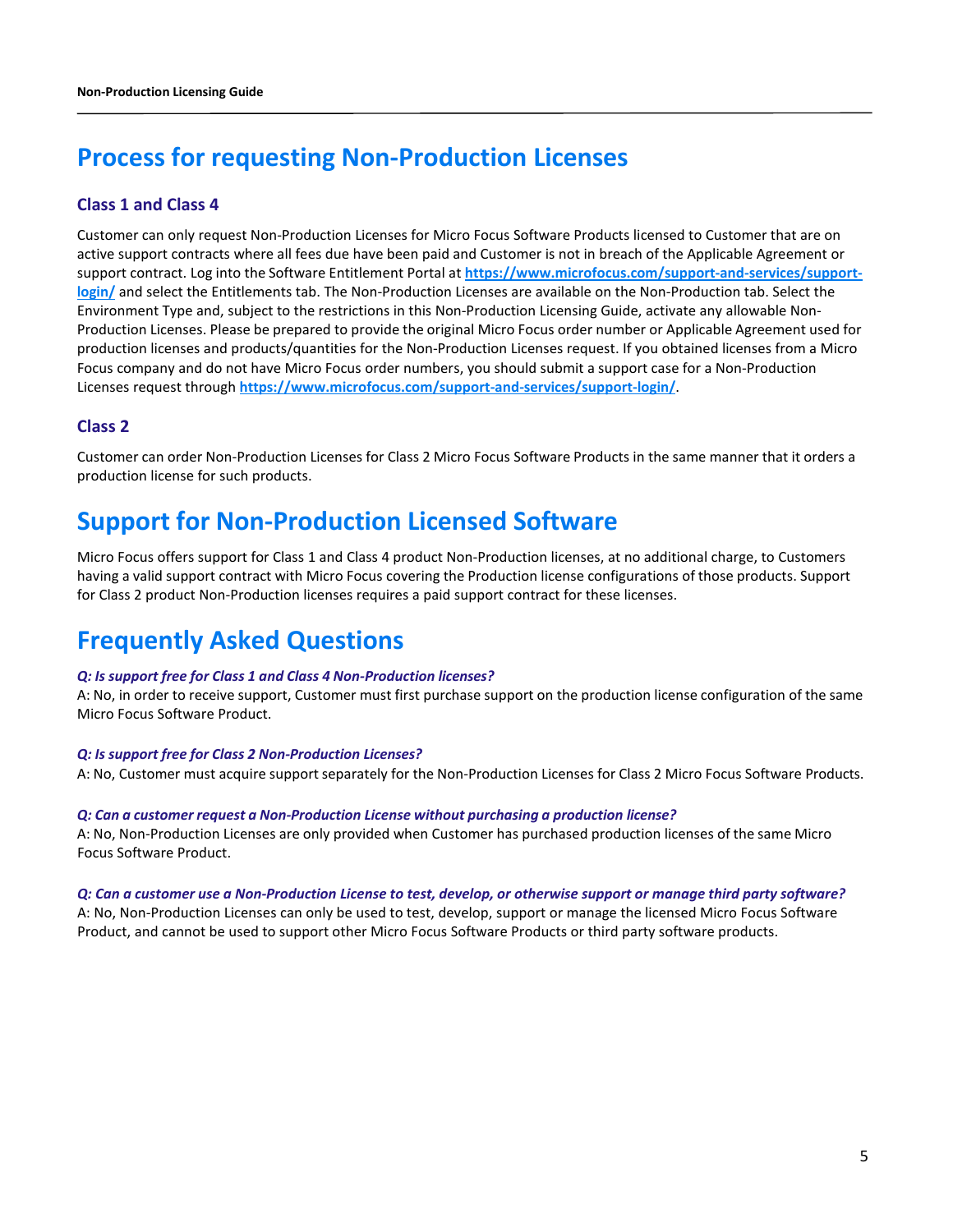# Process for requesting Non-Production Licenses

## Class 1 and Class 4

Customer can only request Non-Production Licenses for Micro Focus Software Products licensed to Customer that are on active support contracts where all fees due have been paid and Customer is not in breach of the Applicable Agreement or support contract. Log into the Software Entitlement Portal at **https://www.microfocus.com/support-and-services/support-login/** and select the Entitlements tab. The Non-Production Licenses are available on the Non-Production tab. Select the Environment Type and, subject to the restrictions in this Non-Production Licensing Guide, activate any allowable Non-Production Licenses. Please be prepared to provide the original Micro Focus order number or Applicable Agreement used for production licenses and products/quantities for the Non-Production Licenses request. If you obtained licenses from a Micro Focus company and do not have Micro Focus order numbers, you should submit a support case for a Non-Production Licenses request through **https://www.microfocus.com/support-and-services/support-login/**.

## Class 2

Customer can order Non-Production Licenses for Class 2 Micro Focus Software Products in the same manner that it orders a production license for such products.

# Support for Non-Production Licensed Software

Micro Focus offers support for Class 1 and Class 4 product Non-Production licenses, at no additional charge, to Customers having a valid support contract with Micro Focus covering the Production license configurations of those products. Support for Class 2 product Non-Production licenses requires a paid support contract for these licenses.

# Frequently Asked Questions

***Q: Is support free for Class 1 and Class 4 Non-Production licenses?***
A: No, in order to receive support, Customer must first purchase support on the production license configuration of the same Micro Focus Software Product.

***Q: Is support free for Class 2 Non-Production Licenses?***
A: No, Customer must acquire support separately for the Non-Production Licenses for Class 2 Micro Focus Software Products.

***Q: Can a customer request a Non-Production License without purchasing a production license?***
A: No, Non-Production Licenses are only provided when Customer has purchased production licenses of the same Micro Focus Software Product.

***Q: Can a customer use a Non-Production License to test, develop, or otherwise support or manage third party software?***
A: No, Non-Production Licenses can only be used to test, develop, support or manage the licensed Micro Focus Software Product, and cannot be used to support other Micro Focus Software Products or third party software products.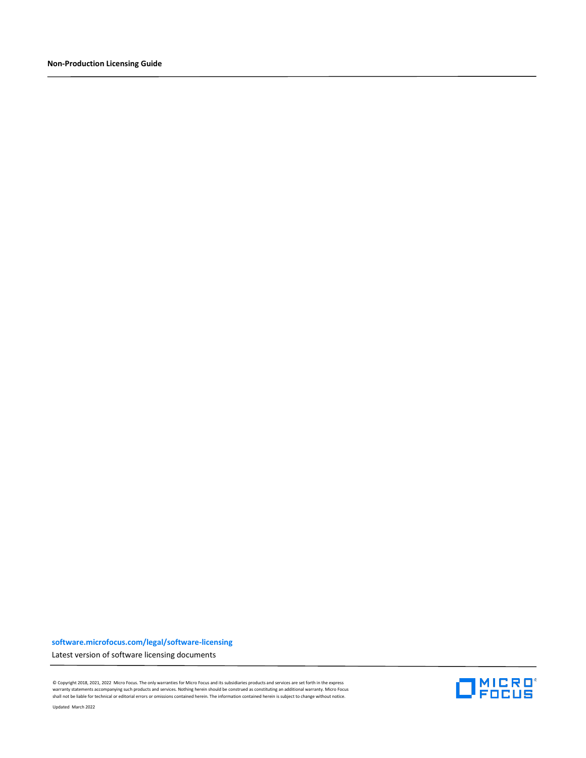**software.microfocus.com/legal/software-licensing**

Latest version of software licensing documents

© Copyright 2018, 2021, 2022 Micro Focus. The only warranties for Micro Focus and its subsidiaries products and services are set forth in the express warranty statements accompanying such products and services. Nothing herein should be construed as constituting an additional warranty. Micro Focus shall not be liable for technical or editorial errors or omissions contained herein. The information contained herein is subject to change without notice.

Updated March 2022